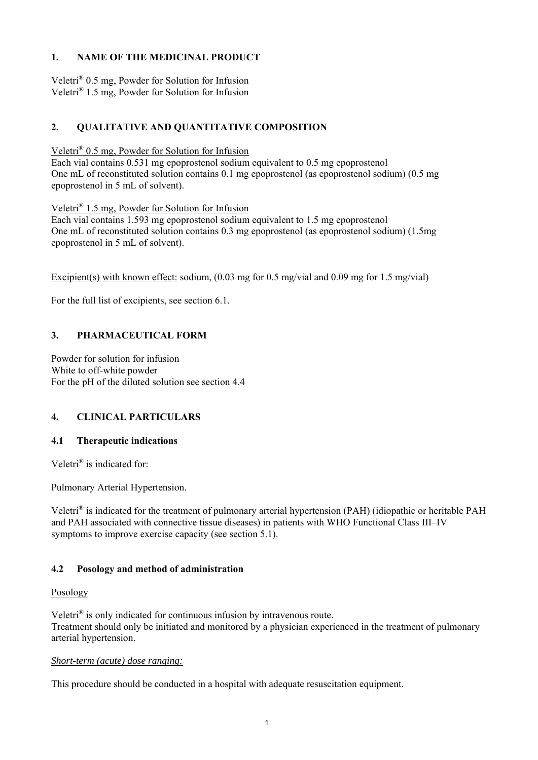## 1. NAME OF THE MEDICINAL PRODUCT

Veletri® 0.5 mg, Powder for Solution for Infusion
Veletri® 1.5 mg, Powder for Solution for Infusion

## 2. QUALITATIVE AND QUANTITATIVE COMPOSITION

Veletri® 0.5 mg, Powder for Solution for Infusion
Each vial contains 0.531 mg epoprostenol sodium equivalent to 0.5 mg epoprostenol
One mL of reconstituted solution contains 0.1 mg epoprostenol (as epoprostenol sodium) (0.5 mg epoprostenol in 5 mL of solvent).

Veletri® 1.5 mg, Powder for Solution for Infusion
Each vial contains 1.593 mg epoprostenol sodium equivalent to 1.5 mg epoprostenol
One mL of reconstituted solution contains 0.3 mg epoprostenol (as epoprostenol sodium) (1.5mg epoprostenol in 5 mL of solvent).

Excipient(s) with known effect: sodium, (0.03 mg for 0.5 mg/vial and 0.09 mg for 1.5 mg/vial)

For the full list of excipients, see section 6.1.

## 3. PHARMACEUTICAL FORM

Powder for solution for infusion
White to off-white powder
For the pH of the diluted solution see section 4.4

## 4. CLINICAL PARTICULARS

### 4.1 Therapeutic indications

Veletri® is indicated for:

Pulmonary Arterial Hypertension.

Veletri® is indicated for the treatment of pulmonary arterial hypertension (PAH) (idiopathic or heritable PAH and PAH associated with connective tissue diseases) in patients with WHO Functional Class III–IV symptoms to improve exercise capacity (see section 5.1).

### 4.2 Posology and method of administration

Posology

Veletri® is only indicated for continuous infusion by intravenous route.
Treatment should only be initiated and monitored by a physician experienced in the treatment of pulmonary arterial hypertension.

*Short-term (acute) dose ranging:*

This procedure should be conducted in a hospital with adequate resuscitation equipment.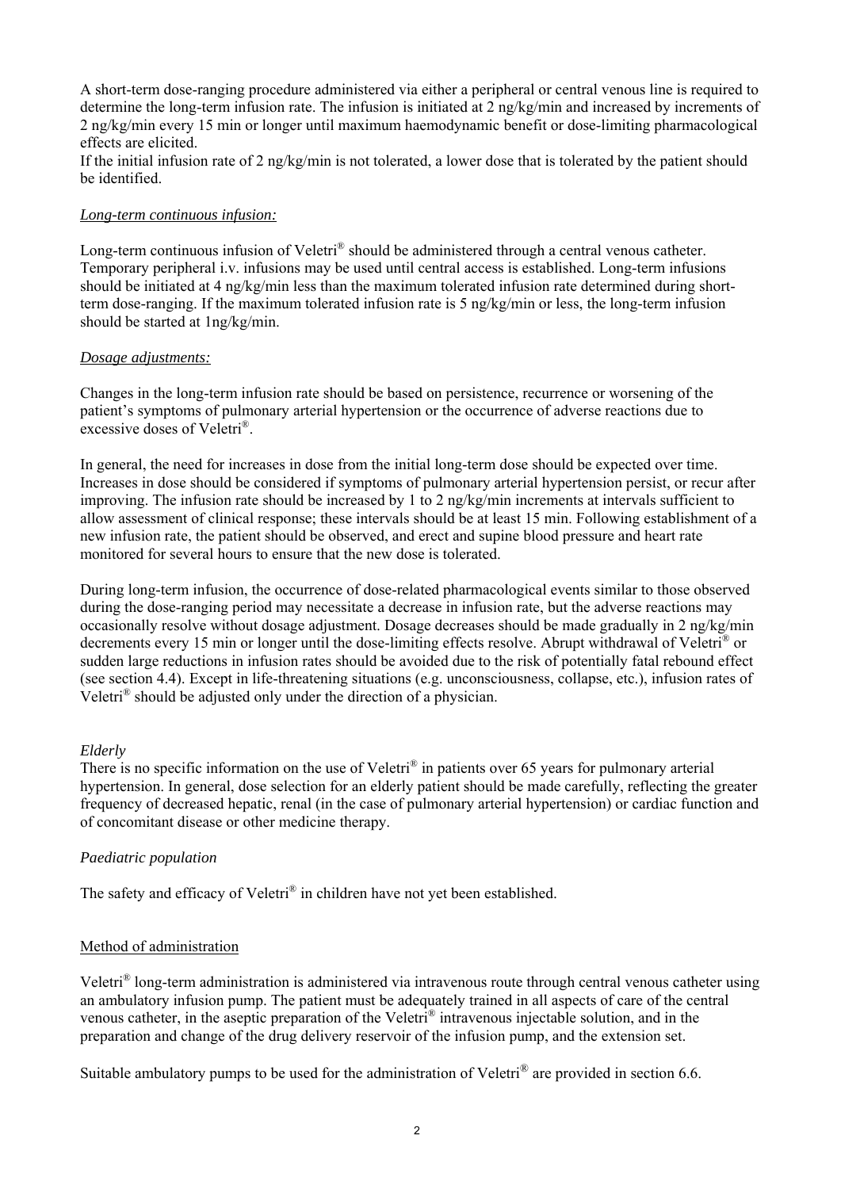A short-term dose-ranging procedure administered via either a peripheral or central venous line is required to determine the long-term infusion rate. The infusion is initiated at 2 ng/kg/min and increased by increments of 2 ng/kg/min every 15 min or longer until maximum haemodynamic benefit or dose-limiting pharmacological effects are elicited.
If the initial infusion rate of 2 ng/kg/min is not tolerated, a lower dose that is tolerated by the patient should be identified.

*Long-term continuous infusion:*

Long-term continuous infusion of Veletri® should be administered through a central venous catheter. Temporary peripheral i.v. infusions may be used until central access is established. Long-term infusions should be initiated at 4 ng/kg/min less than the maximum tolerated infusion rate determined during short-term dose-ranging. If the maximum tolerated infusion rate is 5 ng/kg/min or less, the long-term infusion should be started at 1ng/kg/min.

*Dosage adjustments:*

Changes in the long-term infusion rate should be based on persistence, recurrence or worsening of the patient's symptoms of pulmonary arterial hypertension or the occurrence of adverse reactions due to excessive doses of Veletri®.

In general, the need for increases in dose from the initial long-term dose should be expected over time. Increases in dose should be considered if symptoms of pulmonary arterial hypertension persist, or recur after improving. The infusion rate should be increased by 1 to 2 ng/kg/min increments at intervals sufficient to allow assessment of clinical response; these intervals should be at least 15 min. Following establishment of a new infusion rate, the patient should be observed, and erect and supine blood pressure and heart rate monitored for several hours to ensure that the new dose is tolerated.

During long-term infusion, the occurrence of dose-related pharmacological events similar to those observed during the dose-ranging period may necessitate a decrease in infusion rate, but the adverse reactions may occasionally resolve without dosage adjustment. Dosage decreases should be made gradually in 2 ng/kg/min decrements every 15 min or longer until the dose-limiting effects resolve. Abrupt withdrawal of Veletri® or sudden large reductions in infusion rates should be avoided due to the risk of potentially fatal rebound effect (see section 4.4). Except in life-threatening situations (e.g. unconsciousness, collapse, etc.), infusion rates of Veletri® should be adjusted only under the direction of a physician.

*Elderly*
There is no specific information on the use of Veletri® in patients over 65 years for pulmonary arterial hypertension. In general, dose selection for an elderly patient should be made carefully, reflecting the greater frequency of decreased hepatic, renal (in the case of pulmonary arterial hypertension) or cardiac function and of concomitant disease or other medicine therapy.

*Paediatric population*

The safety and efficacy of Veletri® in children have not yet been established.

Method of administration

Veletri® long-term administration is administered via intravenous route through central venous catheter using an ambulatory infusion pump. The patient must be adequately trained in all aspects of care of the central venous catheter, in the aseptic preparation of the Veletri® intravenous injectable solution, and in the preparation and change of the drug delivery reservoir of the infusion pump, and the extension set.

Suitable ambulatory pumps to be used for the administration of Veletri® are provided in section 6.6.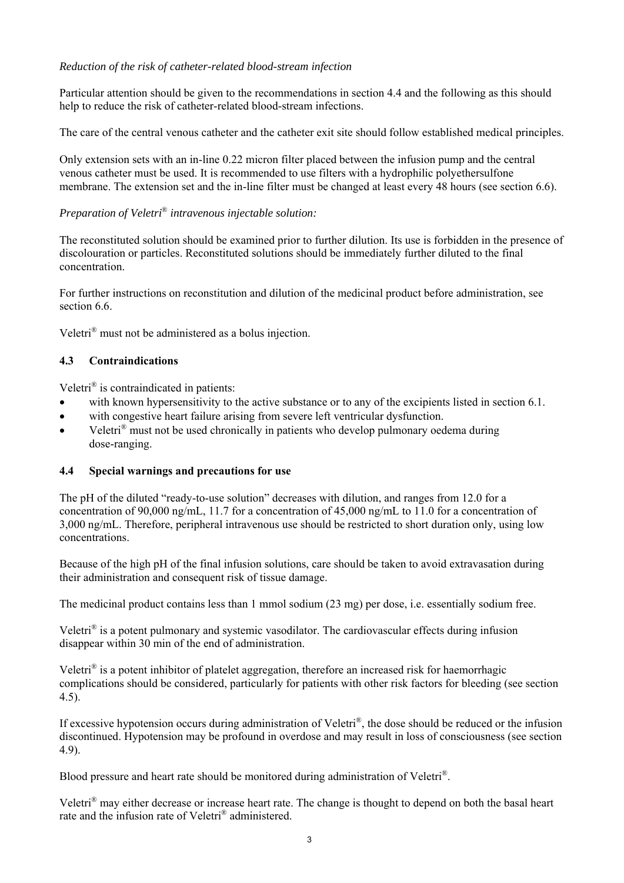*Reduction of the risk of catheter-related blood-stream infection*

Particular attention should be given to the recommendations in section 4.4 and the following as this should help to reduce the risk of catheter-related blood-stream infections.

The care of the central venous catheter and the catheter exit site should follow established medical principles.

Only extension sets with an in-line 0.22 micron filter placed between the infusion pump and the central venous catheter must be used. It is recommended to use filters with a hydrophilic polyethersulfone membrane. The extension set and the in-line filter must be changed at least every 48 hours (see section 6.6).

*Preparation of Veletri® intravenous injectable solution:*

The reconstituted solution should be examined prior to further dilution. Its use is forbidden in the presence of discolouration or particles. Reconstituted solutions should be immediately further diluted to the final concentration.

For further instructions on reconstitution and dilution of the medicinal product before administration, see section 6.6.

Veletri® must not be administered as a bolus injection.

### 4.3 Contraindications

Veletri® is contraindicated in patients:

- with known hypersensitivity to the active substance or to any of the excipients listed in section 6.1.
- with congestive heart failure arising from severe left ventricular dysfunction.
- Veletri® must not be used chronically in patients who develop pulmonary oedema during dose-ranging.

### 4.4 Special warnings and precautions for use

The pH of the diluted "ready-to-use solution" decreases with dilution, and ranges from 12.0 for a concentration of 90,000 ng/mL, 11.7 for a concentration of 45,000 ng/mL to 11.0 for a concentration of 3,000 ng/mL. Therefore, peripheral intravenous use should be restricted to short duration only, using low concentrations.

Because of the high pH of the final infusion solutions, care should be taken to avoid extravasation during their administration and consequent risk of tissue damage.

The medicinal product contains less than 1 mmol sodium (23 mg) per dose, i.e. essentially sodium free.

Veletri® is a potent pulmonary and systemic vasodilator. The cardiovascular effects during infusion disappear within 30 min of the end of administration.

Veletri® is a potent inhibitor of platelet aggregation, therefore an increased risk for haemorrhagic complications should be considered, particularly for patients with other risk factors for bleeding (see section 4.5).

If excessive hypotension occurs during administration of Veletri®, the dose should be reduced or the infusion discontinued. Hypotension may be profound in overdose and may result in loss of consciousness (see section 4.9).

Blood pressure and heart rate should be monitored during administration of Veletri®.

Veletri® may either decrease or increase heart rate. The change is thought to depend on both the basal heart rate and the infusion rate of Veletri® administered.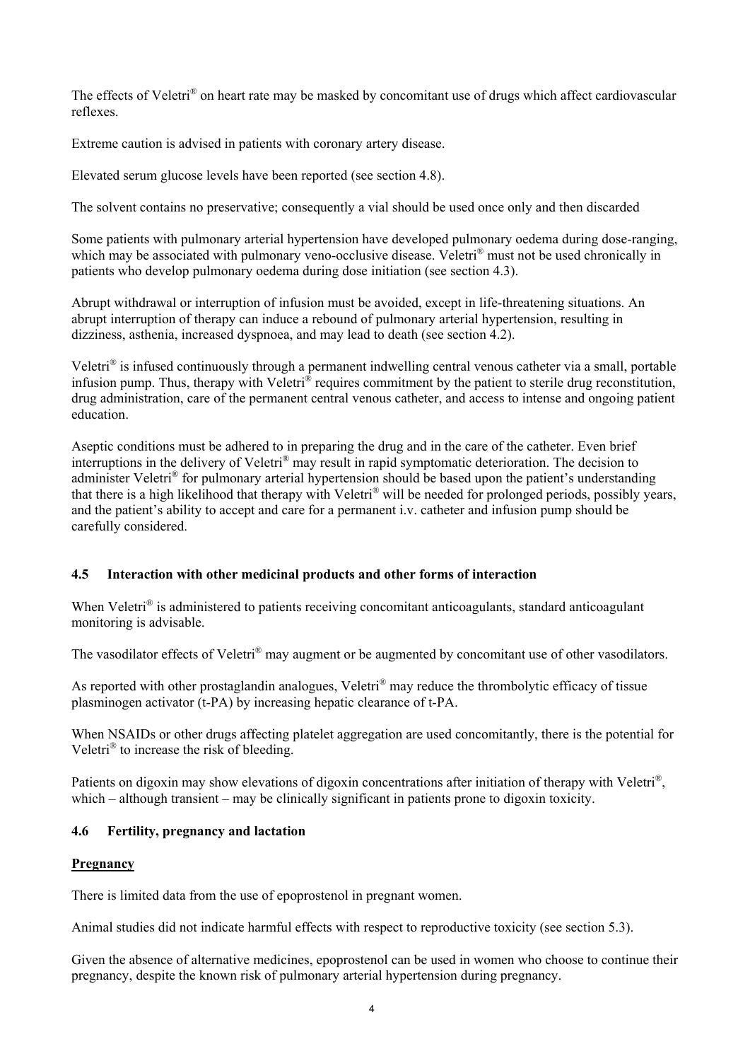The effects of Veletri® on heart rate may be masked by concomitant use of drugs which affect cardiovascular reflexes.

Extreme caution is advised in patients with coronary artery disease.

Elevated serum glucose levels have been reported (see section 4.8).

The solvent contains no preservative; consequently a vial should be used once only and then discarded

Some patients with pulmonary arterial hypertension have developed pulmonary oedema during dose-ranging, which may be associated with pulmonary veno-occlusive disease. Veletri® must not be used chronically in patients who develop pulmonary oedema during dose initiation (see section 4.3).

Abrupt withdrawal or interruption of infusion must be avoided, except in life-threatening situations. An abrupt interruption of therapy can induce a rebound of pulmonary arterial hypertension, resulting in dizziness, asthenia, increased dyspnoea, and may lead to death (see section 4.2).

Veletri® is infused continuously through a permanent indwelling central venous catheter via a small, portable infusion pump. Thus, therapy with Veletri® requires commitment by the patient to sterile drug reconstitution, drug administration, care of the permanent central venous catheter, and access to intense and ongoing patient education.

Aseptic conditions must be adhered to in preparing the drug and in the care of the catheter. Even brief interruptions in the delivery of Veletri® may result in rapid symptomatic deterioration. The decision to administer Veletri® for pulmonary arterial hypertension should be based upon the patient's understanding that there is a high likelihood that therapy with Veletri® will be needed for prolonged periods, possibly years, and the patient's ability to accept and care for a permanent i.v. catheter and infusion pump should be carefully considered.

### 4.5 Interaction with other medicinal products and other forms of interaction

When Veletri® is administered to patients receiving concomitant anticoagulants, standard anticoagulant monitoring is advisable.

The vasodilator effects of Veletri® may augment or be augmented by concomitant use of other vasodilators.

As reported with other prostaglandin analogues, Veletri® may reduce the thrombolytic efficacy of tissue plasminogen activator (t-PA) by increasing hepatic clearance of t-PA.

When NSAIDs or other drugs affecting platelet aggregation are used concomitantly, there is the potential for Veletri® to increase the risk of bleeding.

Patients on digoxin may show elevations of digoxin concentrations after initiation of therapy with Veletri®, which – although transient – may be clinically significant in patients prone to digoxin toxicity.

### 4.6 Fertility, pregnancy and lactation

**<u>Pregnancy</u>**

There is limited data from the use of epoprostenol in pregnant women.

Animal studies did not indicate harmful effects with respect to reproductive toxicity (see section 5.3).

Given the absence of alternative medicines, epoprostenol can be used in women who choose to continue their pregnancy, despite the known risk of pulmonary arterial hypertension during pregnancy.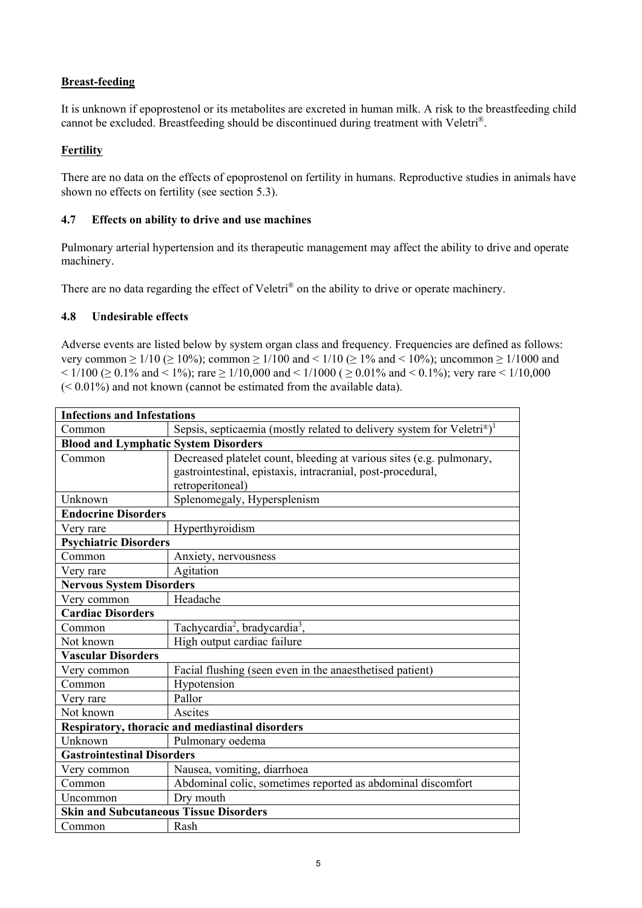**Breast-feeding**

It is unknown if epoprostenol or its metabolites are excreted in human milk. A risk to the breastfeeding child cannot be excluded. Breastfeeding should be discontinued during treatment with Veletri®.

**Fertility**

There are no data on the effects of epoprostenol on fertility in humans. Reproductive studies in animals have shown no effects on fertility (see section 5.3).

### 4.7 Effects on ability to drive and use machines

Pulmonary arterial hypertension and its therapeutic management may affect the ability to drive and operate machinery.

There are no data regarding the effect of Veletri® on the ability to drive or operate machinery.

### 4.8 Undesirable effects

Adverse events are listed below by system organ class and frequency. Frequencies are defined as follows: very common ≥ 1/10 (≥ 10%); common ≥ 1/100 and < 1/10 (≥ 1% and < 10%); uncommon ≥ 1/1000 and < 1/100 (≥ 0.1% and < 1%); rare ≥ 1/10,000 and < 1/1000 ( ≥ 0.01% and < 0.1%); very rare < 1/10,000 (< 0.01%) and not known (cannot be estimated from the available data).

| **Infections and Infestations** | |
|---|---|
| Common | Sepsis, septicaemia (mostly related to delivery system for Veletri®)[1] |
| **Blood and Lymphatic System Disorders** | |
| Common | Decreased platelet count, bleeding at various sites (e.g. pulmonary, gastrointestinal, epistaxis, intracranial, post-procedural, retroperitoneal) |
| Unknown | Splenomegaly, Hypersplenism |
| **Endocrine Disorders** | |
| Very rare | Hyperthyroidism |
| **Psychiatric Disorders** | |
| Common | Anxiety, nervousness |
| Very rare | Agitation |
| **Nervous System Disorders** | |
| Very common | Headache |
| **Cardiac Disorders** | |
| Common | Tachycardia[2], bradycardia[3], |
| Not known | High output cardiac failure |
| **Vascular Disorders** | |
| Very common | Facial flushing (seen even in the anaesthetised patient) |
| Common | Hypotension |
| Very rare | Pallor |
| Not known | Ascites |
| **Respiratory, thoracic and mediastinal disorders** | |
| Unknown | Pulmonary oedema |
| **Gastrointestinal Disorders** | |
| Very common | Nausea, vomiting, diarrhoea |
| Common | Abdominal colic, sometimes reported as abdominal discomfort |
| Uncommon | Dry mouth |
| **Skin and Subcutaneous Tissue Disorders** | |
| Common | Rash |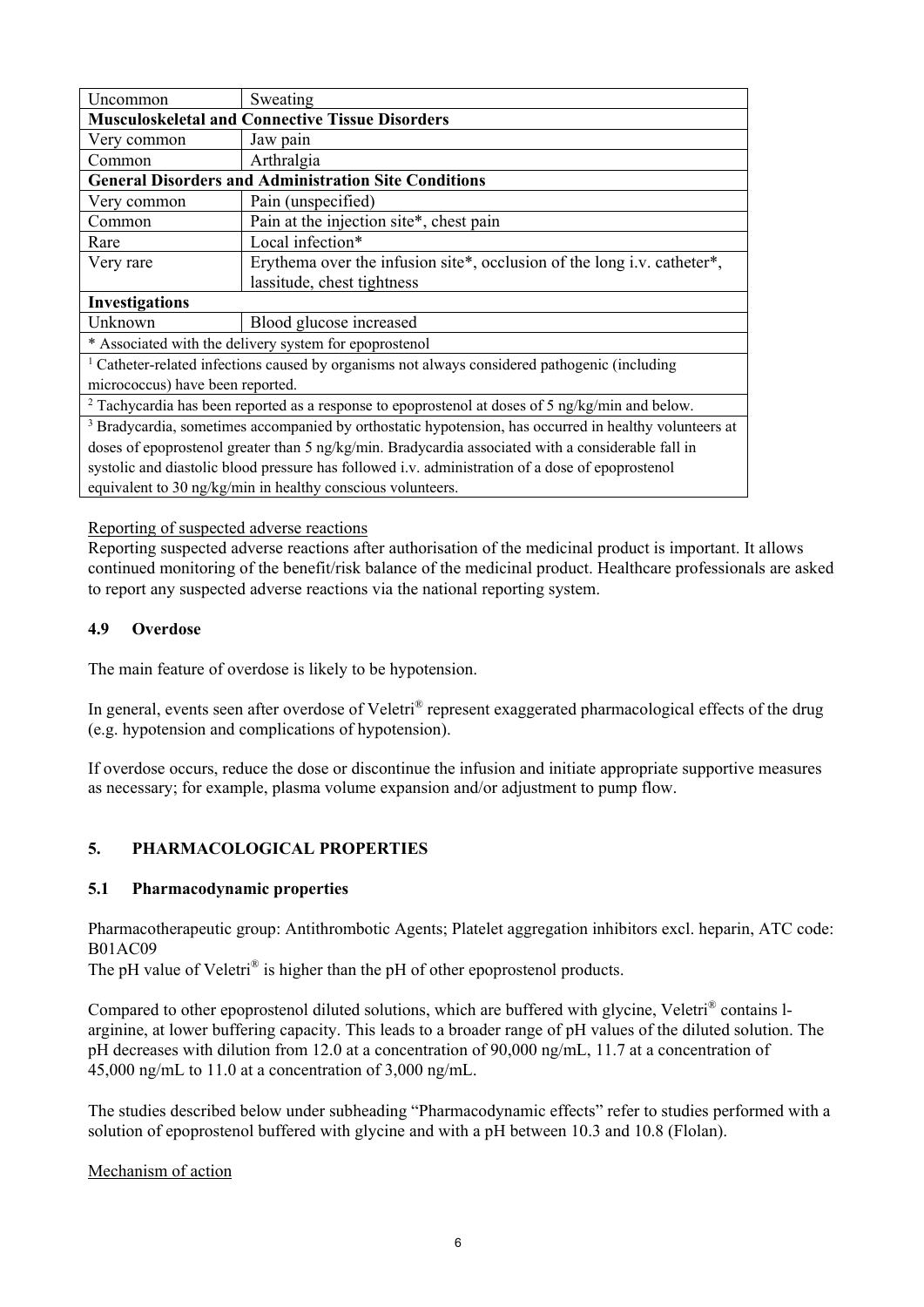| Uncommon | Sweating |
|---|---|
| **Musculoskeletal and Connective Tissue Disorders** | |
| Very common | Jaw pain |
| Common | Arthralgia |
| **General Disorders and Administration Site Conditions** | |
| Very common | Pain (unspecified) |
| Common | Pain at the injection site*, chest pain |
| Rare | Local infection* |
| Very rare | Erythema over the infusion site*, occlusion of the long i.v. catheter*, lassitude, chest tightness |
| **Investigations** | |
| Unknown | Blood glucose increased |
| * Associated with the delivery system for epoprostenol | |
| [1] Catheter-related infections caused by organisms not always considered pathogenic (including micrococcus) have been reported. | |
| [2] Tachycardia has been reported as a response to epoprostenol at doses of 5 ng/kg/min and below. | |
| [3] Bradycardia, sometimes accompanied by orthostatic hypotension, has occurred in healthy volunteers at doses of epoprostenol greater than 5 ng/kg/min. Bradycardia associated with a considerable fall in systolic and diastolic blood pressure has followed i.v. administration of a dose of epoprostenol equivalent to 30 ng/kg/min in healthy conscious volunteers. | |

Reporting of suspected adverse reactions

Reporting suspected adverse reactions after authorisation of the medicinal product is important. It allows continued monitoring of the benefit/risk balance of the medicinal product. Healthcare professionals are asked to report any suspected adverse reactions via the national reporting system.

### 4.9 Overdose

The main feature of overdose is likely to be hypotension.

In general, events seen after overdose of Veletri® represent exaggerated pharmacological effects of the drug (e.g. hypotension and complications of hypotension).

If overdose occurs, reduce the dose or discontinue the infusion and initiate appropriate supportive measures as necessary; for example, plasma volume expansion and/or adjustment to pump flow.

## 5. PHARMACOLOGICAL PROPERTIES

### 5.1 Pharmacodynamic properties

Pharmacotherapeutic group: Antithrombotic Agents; Platelet aggregation inhibitors excl. heparin, ATC code: B01AC09

The pH value of Veletri® is higher than the pH of other epoprostenol products.

Compared to other epoprostenol diluted solutions, which are buffered with glycine, Veletri® contains l-arginine, at lower buffering capacity. This leads to a broader range of pH values of the diluted solution. The pH decreases with dilution from 12.0 at a concentration of 90,000 ng/mL, 11.7 at a concentration of 45,000 ng/mL to 11.0 at a concentration of 3,000 ng/mL.

The studies described below under subheading "Pharmacodynamic effects" refer to studies performed with a solution of epoprostenol buffered with glycine and with a pH between 10.3 and 10.8 (Flolan).

Mechanism of action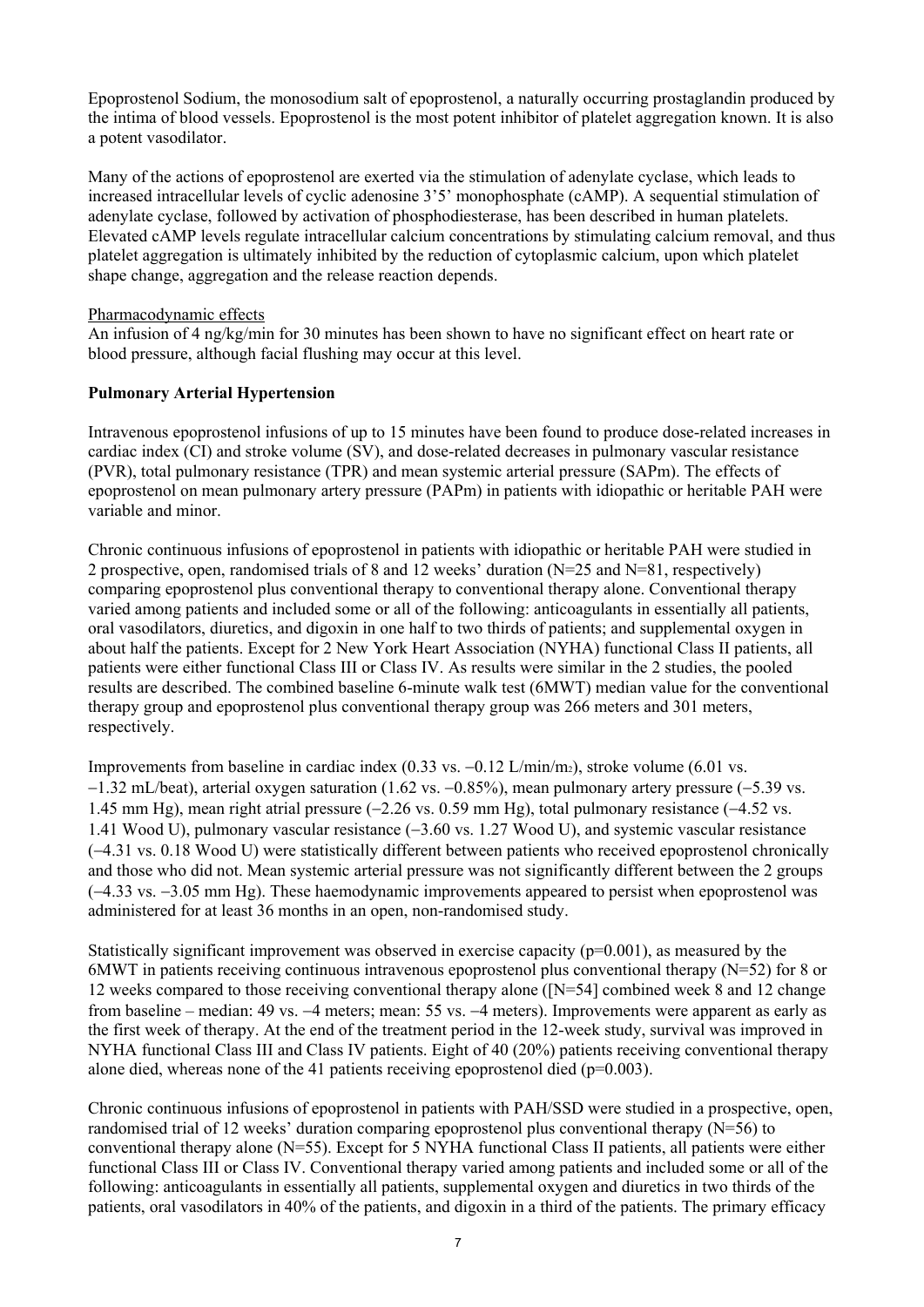Epoprostenol Sodium, the monosodium salt of epoprostenol, a naturally occurring prostaglandin produced by the intima of blood vessels. Epoprostenol is the most potent inhibitor of platelet aggregation known. It is also a potent vasodilator.

Many of the actions of epoprostenol are exerted via the stimulation of adenylate cyclase, which leads to increased intracellular levels of cyclic adenosine 3'5' monophosphate (cAMP). A sequential stimulation of adenylate cyclase, followed by activation of phosphodiesterase, has been described in human platelets. Elevated cAMP levels regulate intracellular calcium concentrations by stimulating calcium removal, and thus platelet aggregation is ultimately inhibited by the reduction of cytoplasmic calcium, upon which platelet shape change, aggregation and the release reaction depends.

Pharmacodynamic effects

An infusion of 4 ng/kg/min for 30 minutes has been shown to have no significant effect on heart rate or blood pressure, although facial flushing may occur at this level.

**Pulmonary Arterial Hypertension**

Intravenous epoprostenol infusions of up to 15 minutes have been found to produce dose-related increases in cardiac index (CI) and stroke volume (SV), and dose-related decreases in pulmonary vascular resistance (PVR), total pulmonary resistance (TPR) and mean systemic arterial pressure (SAPm). The effects of epoprostenol on mean pulmonary artery pressure (PAPm) in patients with idiopathic or heritable PAH were variable and minor.

Chronic continuous infusions of epoprostenol in patients with idiopathic or heritable PAH were studied in 2 prospective, open, randomised trials of 8 and 12 weeks' duration (N=25 and N=81, respectively) comparing epoprostenol plus conventional therapy to conventional therapy alone. Conventional therapy varied among patients and included some or all of the following: anticoagulants in essentially all patients, oral vasodilators, diuretics, and digoxin in one half to two thirds of patients; and supplemental oxygen in about half the patients. Except for 2 New York Heart Association (NYHA) functional Class II patients, all patients were either functional Class III or Class IV. As results were similar in the 2 studies, the pooled results are described. The combined baseline 6-minute walk test (6MWT) median value for the conventional therapy group and epoprostenol plus conventional therapy group was 266 meters and 301 meters, respectively.

Improvements from baseline in cardiac index (0.33 vs. −0.12 L/min/$m_2$), stroke volume (6.01 vs. −1.32 mL/beat), arterial oxygen saturation (1.62 vs. −0.85%), mean pulmonary artery pressure (−5.39 vs. 1.45 mm Hg), mean right atrial pressure (−2.26 vs. 0.59 mm Hg), total pulmonary resistance (−4.52 vs. 1.41 Wood U), pulmonary vascular resistance (−3.60 vs. 1.27 Wood U), and systemic vascular resistance (−4.31 vs. 0.18 Wood U) were statistically different between patients who received epoprostenol chronically and those who did not. Mean systemic arterial pressure was not significantly different between the 2 groups (−4.33 vs. −3.05 mm Hg). These haemodynamic improvements appeared to persist when epoprostenol was administered for at least 36 months in an open, non-randomised study.

Statistically significant improvement was observed in exercise capacity ($p=0.001$), as measured by the 6MWT in patients receiving continuous intravenous epoprostenol plus conventional therapy (N=52) for 8 or 12 weeks compared to those receiving conventional therapy alone ([N=54] combined week 8 and 12 change from baseline – median: 49 vs. −4 meters; mean: 55 vs. −4 meters). Improvements were apparent as early as the first week of therapy. At the end of the treatment period in the 12-week study, survival was improved in NYHA functional Class III and Class IV patients. Eight of 40 (20%) patients receiving conventional therapy alone died, whereas none of the 41 patients receiving epoprostenol died ($p=0.003$).

Chronic continuous infusions of epoprostenol in patients with PAH/SSD were studied in a prospective, open, randomised trial of 12 weeks' duration comparing epoprostenol plus conventional therapy (N=56) to conventional therapy alone (N=55). Except for 5 NYHA functional Class II patients, all patients were either functional Class III or Class IV. Conventional therapy varied among patients and included some or all of the following: anticoagulants in essentially all patients, supplemental oxygen and diuretics in two thirds of the patients, oral vasodilators in 40% of the patients, and digoxin in a third of the patients. The primary efficacy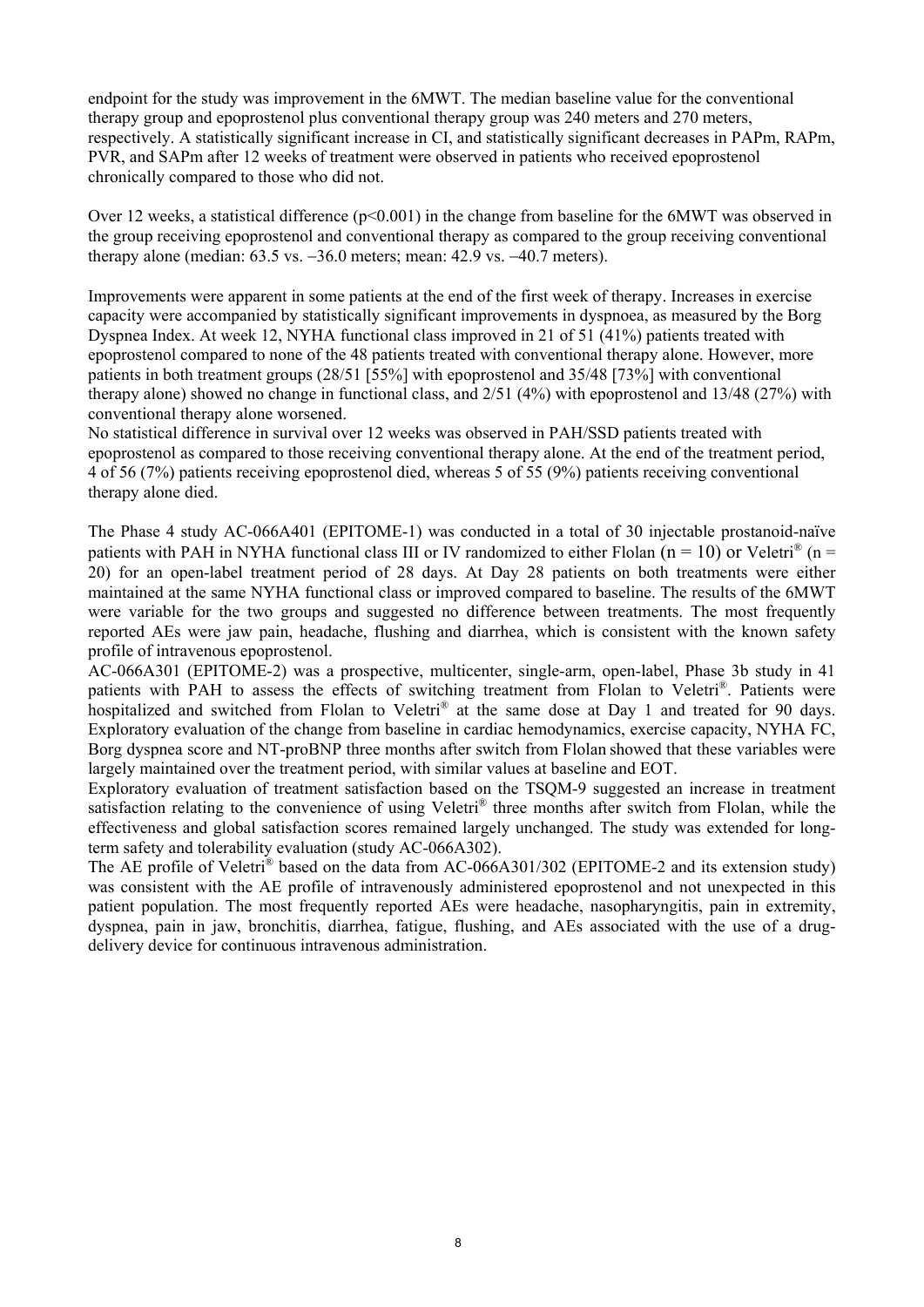endpoint for the study was improvement in the 6MWT. The median baseline value for the conventional therapy group and epoprostenol plus conventional therapy group was 240 meters and 270 meters, respectively. A statistically significant increase in CI, and statistically significant decreases in PAPm, RAPm, PVR, and SAPm after 12 weeks of treatment were observed in patients who received epoprostenol chronically compared to those who did not.

Over 12 weeks, a statistical difference ($p<0.001$) in the change from baseline for the 6MWT was observed in the group receiving epoprostenol and conventional therapy as compared to the group receiving conventional therapy alone (median: 63.5 vs. −36.0 meters; mean: 42.9 vs. −40.7 meters).

Improvements were apparent in some patients at the end of the first week of therapy. Increases in exercise capacity were accompanied by statistically significant improvements in dyspnoea, as measured by the Borg Dyspnea Index. At week 12, NYHA functional class improved in 21 of 51 (41%) patients treated with epoprostenol compared to none of the 48 patients treated with conventional therapy alone. However, more patients in both treatment groups (28/51 [55%] with epoprostenol and 35/48 [73%] with conventional therapy alone) showed no change in functional class, and 2/51 (4%) with epoprostenol and 13/48 (27%) with conventional therapy alone worsened.

No statistical difference in survival over 12 weeks was observed in PAH/SSD patients treated with epoprostenol as compared to those receiving conventional therapy alone. At the end of the treatment period, 4 of 56 (7%) patients receiving epoprostenol died, whereas 5 of 55 (9%) patients receiving conventional therapy alone died.

The Phase 4 study AC-066A401 (EPITOME-1) was conducted in a total of 30 injectable prostanoid-naïve patients with PAH in NYHA functional class III or IV randomized to either Flolan (n = 10) or Veletri® (n = 20) for an open-label treatment period of 28 days. At Day 28 patients on both treatments were either maintained at the same NYHA functional class or improved compared to baseline. The results of the 6MWT were variable for the two groups and suggested no difference between treatments. The most frequently reported AEs were jaw pain, headache, flushing and diarrhea, which is consistent with the known safety profile of intravenous epoprostenol.

AC-066A301 (EPITOME-2) was a prospective, multicenter, single-arm, open-label, Phase 3b study in 41 patients with PAH to assess the effects of switching treatment from Flolan to Veletri®. Patients were hospitalized and switched from Flolan to Veletri® at the same dose at Day 1 and treated for 90 days. Exploratory evaluation of the change from baseline in cardiac hemodynamics, exercise capacity, NYHA FC, Borg dyspnea score and NT-proBNP three months after switch from Flolan showed that these variables were largely maintained over the treatment period, with similar values at baseline and EOT.

Exploratory evaluation of treatment satisfaction based on the TSQM-9 suggested an increase in treatment satisfaction relating to the convenience of using Veletri® three months after switch from Flolan, while the effectiveness and global satisfaction scores remained largely unchanged. The study was extended for long-term safety and tolerability evaluation (study AC-066A302).

The AE profile of Veletri® based on the data from AC-066A301/302 (EPITOME-2 and its extension study) was consistent with the AE profile of intravenously administered epoprostenol and not unexpected in this patient population. The most frequently reported AEs were headache, nasopharyngitis, pain in extremity, dyspnea, pain in jaw, bronchitis, diarrhea, fatigue, flushing, and AEs associated with the use of a drug-delivery device for continuous intravenous administration.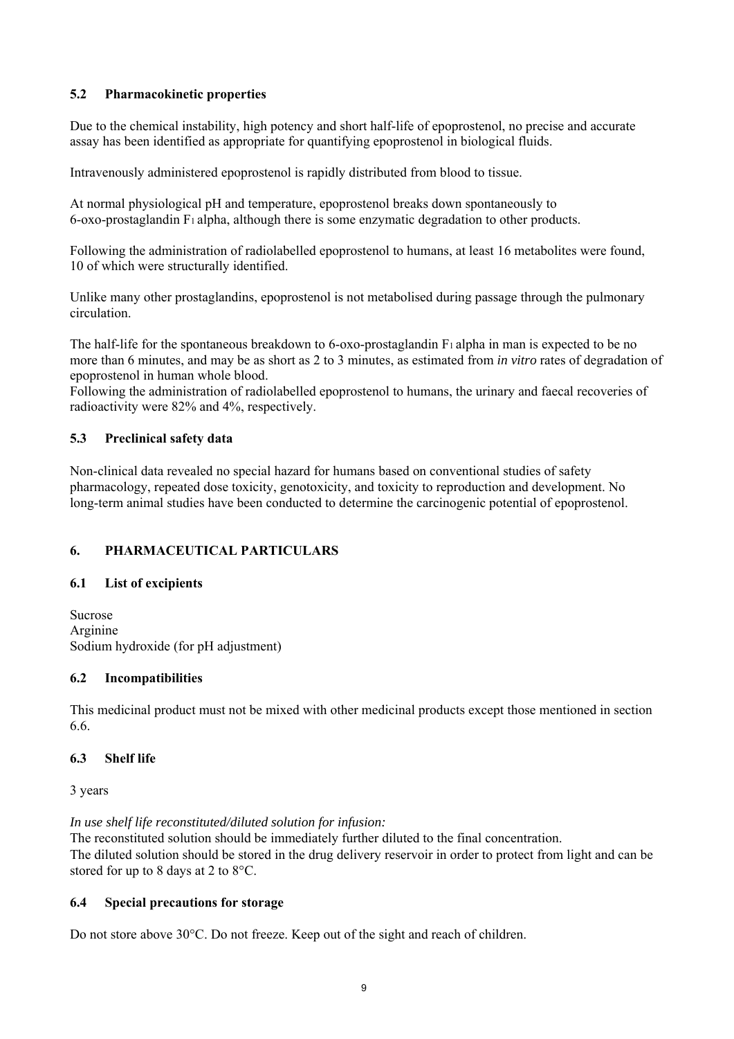### 5.2 Pharmacokinetic properties

Due to the chemical instability, high potency and short half-life of epoprostenol, no precise and accurate assay has been identified as appropriate for quantifying epoprostenol in biological fluids.

Intravenously administered epoprostenol is rapidly distributed from blood to tissue.

At normal physiological pH and temperature, epoprostenol breaks down spontaneously to 6-oxo-prostaglandin $F_1$ alpha, although there is some enzymatic degradation to other products.

Following the administration of radiolabelled epoprostenol to humans, at least 16 metabolites were found, 10 of which were structurally identified.

Unlike many other prostaglandins, epoprostenol is not metabolised during passage through the pulmonary circulation.

The half-life for the spontaneous breakdown to 6-oxo-prostaglandin $F_1$ alpha in man is expected to be no more than 6 minutes, and may be as short as 2 to 3 minutes, as estimated from *in vitro* rates of degradation of epoprostenol in human whole blood.
Following the administration of radiolabelled epoprostenol to humans, the urinary and faecal recoveries of radioactivity were 82% and 4%, respectively.

### 5.3 Preclinical safety data

Non-clinical data revealed no special hazard for humans based on conventional studies of safety pharmacology, repeated dose toxicity, genotoxicity, and toxicity to reproduction and development. No long-term animal studies have been conducted to determine the carcinogenic potential of epoprostenol.

## 6. PHARMACEUTICAL PARTICULARS

### 6.1 List of excipients

Sucrose
Arginine
Sodium hydroxide (for pH adjustment)

### 6.2 Incompatibilities

This medicinal product must not be mixed with other medicinal products except those mentioned in section 6.6.

### 6.3 Shelf life

3 years

*In use shelf life reconstituted/diluted solution for infusion:*
The reconstituted solution should be immediately further diluted to the final concentration.
The diluted solution should be stored in the drug delivery reservoir in order to protect from light and can be stored for up to 8 days at 2 to 8°C.

### 6.4 Special precautions for storage

Do not store above 30°C. Do not freeze. Keep out of the sight and reach of children.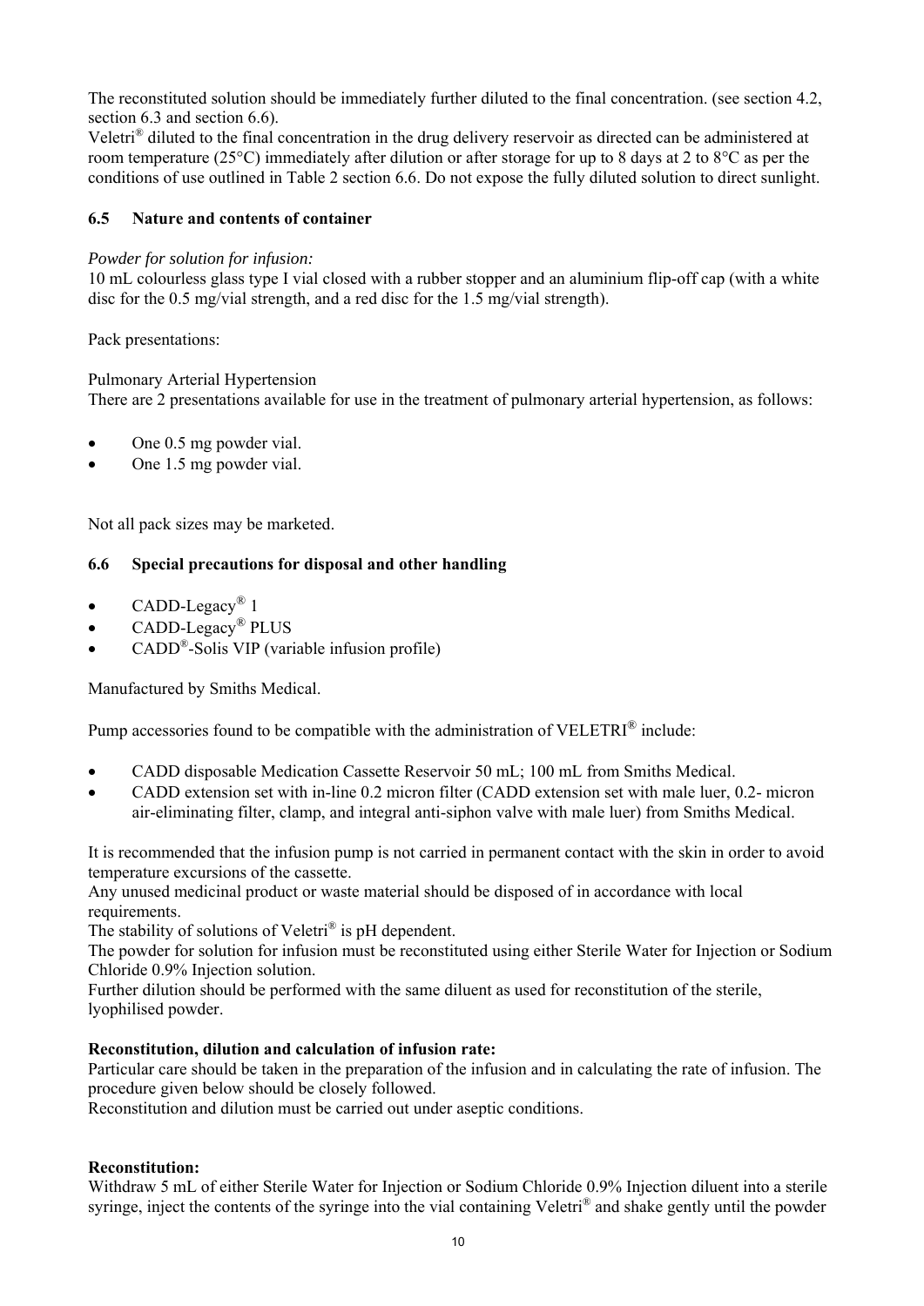The reconstituted solution should be immediately further diluted to the final concentration. (see section 4.2, section 6.3 and section 6.6).

Veletri® diluted to the final concentration in the drug delivery reservoir as directed can be administered at room temperature (25°C) immediately after dilution or after storage for up to 8 days at 2 to 8°C as per the conditions of use outlined in Table 2 section 6.6. Do not expose the fully diluted solution to direct sunlight.

### 6.5 Nature and contents of container

*Powder for solution for infusion:*

10 mL colourless glass type I vial closed with a rubber stopper and an aluminium flip-off cap (with a white disc for the 0.5 mg/vial strength, and a red disc for the 1.5 mg/vial strength).

Pack presentations:

Pulmonary Arterial Hypertension

There are 2 presentations available for use in the treatment of pulmonary arterial hypertension, as follows:

- One 0.5 mg powder vial.
- One 1.5 mg powder vial.

Not all pack sizes may be marketed.

### 6.6 Special precautions for disposal and other handling

- CADD-Legacy® 1
- CADD-Legacy® PLUS
- CADD®-Solis VIP (variable infusion profile)

Manufactured by Smiths Medical.

Pump accessories found to be compatible with the administration of VELETRI® include:

- CADD disposable Medication Cassette Reservoir 50 mL; 100 mL from Smiths Medical.
- CADD extension set with in-line 0.2 micron filter (CADD extension set with male luer, 0.2- micron air-eliminating filter, clamp, and integral anti-siphon valve with male luer) from Smiths Medical.

It is recommended that the infusion pump is not carried in permanent contact with the skin in order to avoid temperature excursions of the cassette.

Any unused medicinal product or waste material should be disposed of in accordance with local requirements.

The stability of solutions of Veletri® is pH dependent.

The powder for solution for infusion must be reconstituted using either Sterile Water for Injection or Sodium Chloride 0.9% Injection solution.

Further dilution should be performed with the same diluent as used for reconstitution of the sterile, lyophilised powder.

**Reconstitution, dilution and calculation of infusion rate:**

Particular care should be taken in the preparation of the infusion and in calculating the rate of infusion. The procedure given below should be closely followed.

Reconstitution and dilution must be carried out under aseptic conditions.

**Reconstitution:**

Withdraw 5 mL of either Sterile Water for Injection or Sodium Chloride 0.9% Injection diluent into a sterile syringe, inject the contents of the syringe into the vial containing Veletri® and shake gently until the powder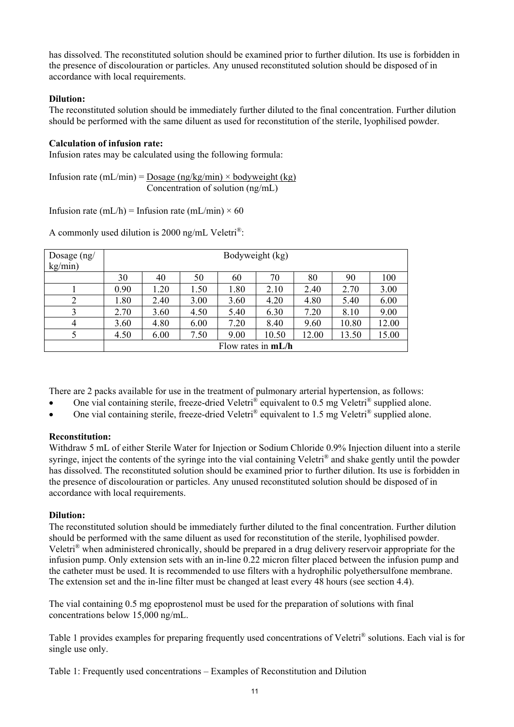has dissolved. The reconstituted solution should be examined prior to further dilution. Its use is forbidden in the presence of discolouration or particles. Any unused reconstituted solution should be disposed of in accordance with local requirements.

**Dilution:**
The reconstituted solution should be immediately further diluted to the final concentration. Further dilution should be performed with the same diluent as used for reconstitution of the sterile, lyophilised powder.

**Calculation of infusion rate:**
Infusion rates may be calculated using the following formula:

$$\text{Infusion rate (mL/min)} = \frac{\text{Dosage (ng/kg/min)} \times \text{bodyweight (kg)}}{\text{Concentration of solution (ng/mL)}}$$

Infusion rate (mL/h) = Infusion rate (mL/min) × 60

A commonly used dilution is 2000 ng/mL Veletri®:

| Dosage (ng/ kg/min) | Bodyweight (kg) | | | | | | | |
|---|---|---|---|---|---|---|---|---|
| | 30 | 40 | 50 | 60 | 70 | 80 | 90 | 100 |
| 1 | 0.90 | 1.20 | 1.50 | 1.80 | 2.10 | 2.40 | 2.70 | 3.00 |
| 2 | 1.80 | 2.40 | 3.00 | 3.60 | 4.20 | 4.80 | 5.40 | 6.00 |
| 3 | 2.70 | 3.60 | 4.50 | 5.40 | 6.30 | 7.20 | 8.10 | 9.00 |
| 4 | 3.60 | 4.80 | 6.00 | 7.20 | 8.40 | 9.60 | 10.80 | 12.00 |
| 5 | 4.50 | 6.00 | 7.50 | 9.00 | 10.50 | 12.00 | 13.50 | 15.00 |
| | Flow rates in **mL/h** | | | | | | | |

There are 2 packs available for use in the treatment of pulmonary arterial hypertension, as follows:

- One vial containing sterile, freeze-dried Veletri® equivalent to 0.5 mg Veletri® supplied alone.
- One vial containing sterile, freeze-dried Veletri® equivalent to 1.5 mg Veletri® supplied alone.

**Reconstitution:**
Withdraw 5 mL of either Sterile Water for Injection or Sodium Chloride 0.9% Injection diluent into a sterile syringe, inject the contents of the syringe into the vial containing Veletri® and shake gently until the powder has dissolved. The reconstituted solution should be examined prior to further dilution. Its use is forbidden in the presence of discolouration or particles. Any unused reconstituted solution should be disposed of in accordance with local requirements.

**Dilution:**
The reconstituted solution should be immediately further diluted to the final concentration. Further dilution should be performed with the same diluent as used for reconstitution of the sterile, lyophilised powder. Veletri® when administered chronically, should be prepared in a drug delivery reservoir appropriate for the infusion pump. Only extension sets with an in-line 0.22 micron filter placed between the infusion pump and the catheter must be used. It is recommended to use filters with a hydrophilic polyethersulfone membrane. The extension set and the in-line filter must be changed at least every 48 hours (see section 4.4).

The vial containing 0.5 mg epoprostenol must be used for the preparation of solutions with final concentrations below 15,000 ng/mL.

Table 1 provides examples for preparing frequently used concentrations of Veletri® solutions. Each vial is for single use only.

Table 1: Frequently used concentrations – Examples of Reconstitution and Dilution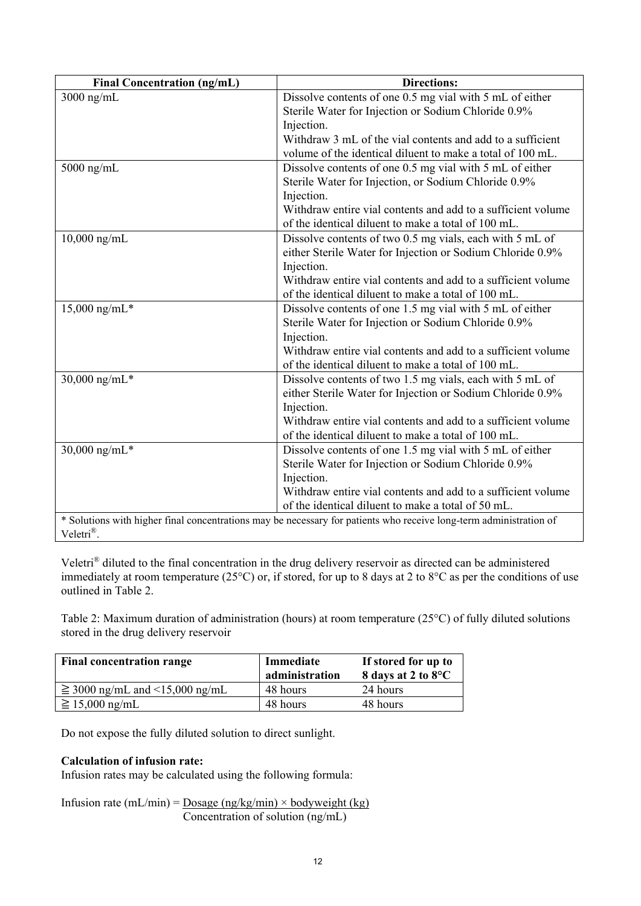| Final Concentration (ng/mL) | Directions: |
| --- | --- |
| 3000 ng/mL | Dissolve contents of one 0.5 mg vial with 5 mL of either Sterile Water for Injection or Sodium Chloride 0.9% Injection.<br>Withdraw 3 mL of the vial contents and add to a sufficient volume of the identical diluent to make a total of 100 mL. |
| 5000 ng/mL | Dissolve contents of one 0.5 mg vial with 5 mL of either Sterile Water for Injection, or Sodium Chloride 0.9% Injection.<br>Withdraw entire vial contents and add to a sufficient volume of the identical diluent to make a total of 100 mL. |
| 10,000 ng/mL | Dissolve contents of two 0.5 mg vials, each with 5 mL of either Sterile Water for Injection or Sodium Chloride 0.9% Injection.<br>Withdraw entire vial contents and add to a sufficient volume of the identical diluent to make a total of 100 mL. |
| 15,000 ng/mL* | Dissolve contents of one 1.5 mg vial with 5 mL of either Sterile Water for Injection or Sodium Chloride 0.9% Injection.<br>Withdraw entire vial contents and add to a sufficient volume of the identical diluent to make a total of 100 mL. |
| 30,000 ng/mL* | Dissolve contents of two 1.5 mg vials, each with 5 mL of either Sterile Water for Injection or Sodium Chloride 0.9% Injection.<br>Withdraw entire vial contents and add to a sufficient volume of the identical diluent to make a total of 100 mL. |
| 30,000 ng/mL* | Dissolve contents of one 1.5 mg vial with 5 mL of either Sterile Water for Injection or Sodium Chloride 0.9% Injection.<br>Withdraw entire vial contents and add to a sufficient volume of the identical diluent to make a total of 50 mL. |

* Solutions with higher final concentrations may be necessary for patients who receive long-term administration of Veletri®.

Veletri® diluted to the final concentration in the drug delivery reservoir as directed can be administered immediately at room temperature (25°C) or, if stored, for up to 8 days at 2 to 8°C as per the conditions of use outlined in Table 2.

Table 2: Maximum duration of administration (hours) at room temperature (25°C) of fully diluted solutions stored in the drug delivery reservoir

| Final concentration range | Immediate administration | If stored for up to 8 days at 2 to 8°C |
| --- | --- | --- |
| ≧ 3000 ng/mL and <15,000 ng/mL | 48 hours | 24 hours |
| ≧ 15,000 ng/mL | 48 hours | 48 hours |

Do not expose the fully diluted solution to direct sunlight.

**Calculation of infusion rate:**

Infusion rates may be calculated using the following formula:

$$\text{Infusion rate (mL/min)} = \frac{\text{Dosage (ng/kg/min)} \times \text{bodyweight (kg)}}{\text{Concentration of solution (ng/mL)}}$$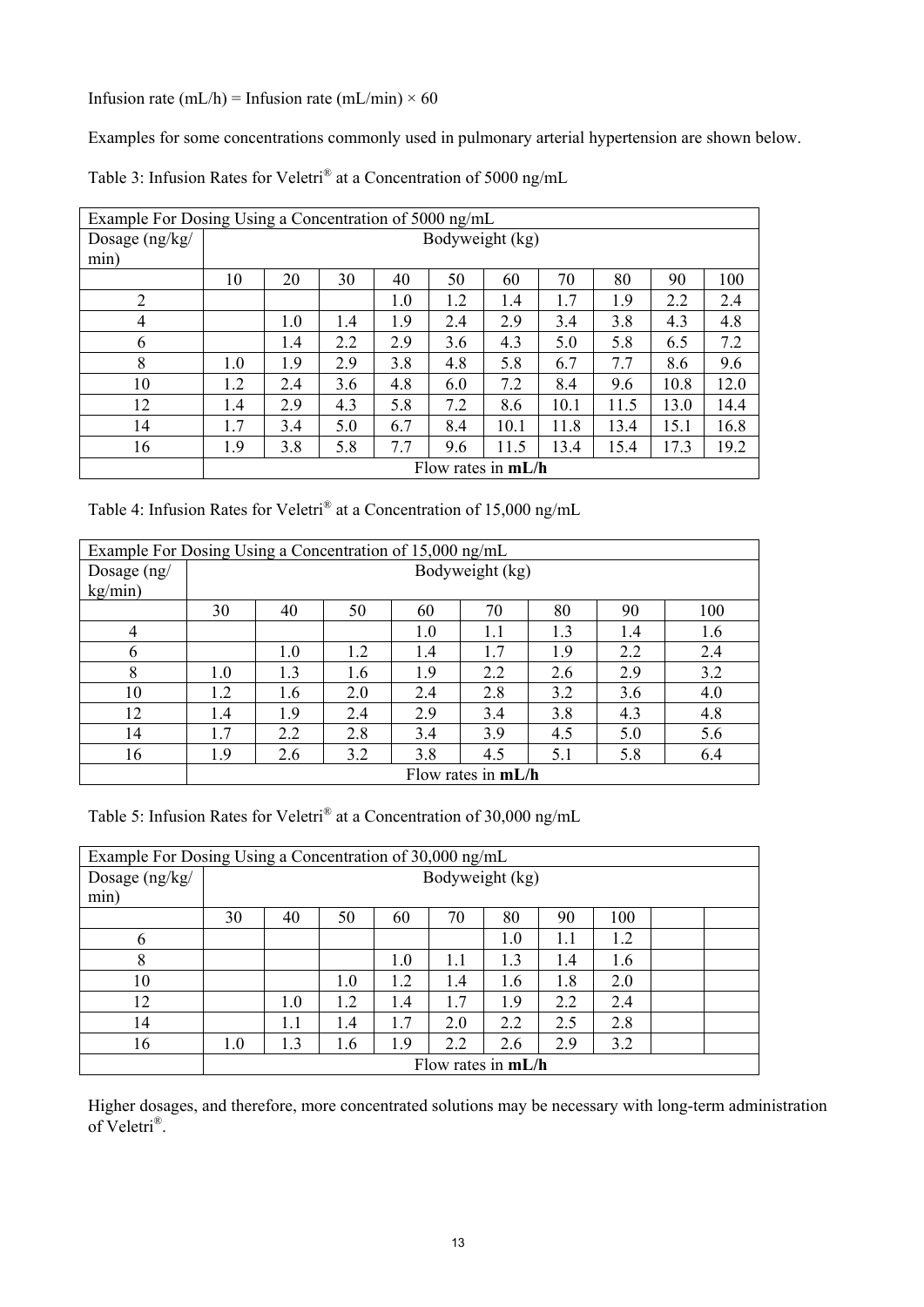Infusion rate (mL/h) = Infusion rate (mL/min) × 60

Examples for some concentrations commonly used in pulmonary arterial hypertension are shown below.

Table 3: Infusion Rates for Veletri® at a Concentration of 5000 ng/mL

| Example For Dosing Using a Concentration of 5000 ng/mL | | | | | | | | | | |
|---|---|---|---|---|---|---|---|---|---|---|
| Dosage (ng/kg/min) | Bodyweight (kg) | | | | | | | | | |
| | 10 | 20 | 30 | 40 | 50 | 60 | 70 | 80 | 90 | 100 |
| 2 | | | | 1.0 | 1.2 | 1.4 | 1.7 | 1.9 | 2.2 | 2.4 |
| 4 | | 1.0 | 1.4 | 1.9 | 2.4 | 2.9 | 3.4 | 3.8 | 4.3 | 4.8 |
| 6 | | 1.4 | 2.2 | 2.9 | 3.6 | 4.3 | 5.0 | 5.8 | 6.5 | 7.2 |
| 8 | 1.0 | 1.9 | 2.9 | 3.8 | 4.8 | 5.8 | 6.7 | 7.7 | 8.6 | 9.6 |
| 10 | 1.2 | 2.4 | 3.6 | 4.8 | 6.0 | 7.2 | 8.4 | 9.6 | 10.8 | 12.0 |
| 12 | 1.4 | 2.9 | 4.3 | 5.8 | 7.2 | 8.6 | 10.1 | 11.5 | 13.0 | 14.4 |
| 14 | 1.7 | 3.4 | 5.0 | 6.7 | 8.4 | 10.1 | 11.8 | 13.4 | 15.1 | 16.8 |
| 16 | 1.9 | 3.8 | 5.8 | 7.7 | 9.6 | 11.5 | 13.4 | 15.4 | 17.3 | 19.2 |
| | Flow rates in **mL/h** | | | | | | | | | |

Table 4: Infusion Rates for Veletri® at a Concentration of 15,000 ng/mL

| Example For Dosing Using a Concentration of 15,000 ng/mL | | | | | | | | |
|---|---|---|---|---|---|---|---|---|
| Dosage (ng/kg/min) | Bodyweight (kg) | | | | | | | |
| | 30 | 40 | 50 | 60 | 70 | 80 | 90 | 100 |
| 4 | | | | 1.0 | 1.1 | 1.3 | 1.4 | 1.6 |
| 6 | | 1.0 | 1.2 | 1.4 | 1.7 | 1.9 | 2.2 | 2.4 |
| 8 | 1.0 | 1.3 | 1.6 | 1.9 | 2.2 | 2.6 | 2.9 | 3.2 |
| 10 | 1.2 | 1.6 | 2.0 | 2.4 | 2.8 | 3.2 | 3.6 | 4.0 |
| 12 | 1.4 | 1.9 | 2.4 | 2.9 | 3.4 | 3.8 | 4.3 | 4.8 |
| 14 | 1.7 | 2.2 | 2.8 | 3.4 | 3.9 | 4.5 | 5.0 | 5.6 |
| 16 | 1.9 | 2.6 | 3.2 | 3.8 | 4.5 | 5.1 | 5.8 | 6.4 |
| | Flow rates in **mL/h** | | | | | | | |

Table 5: Infusion Rates for Veletri® at a Concentration of 30,000 ng/mL

| Example For Dosing Using a Concentration of 30,000 ng/mL | | | | | | | | | | |
|---|---|---|---|---|---|---|---|---|---|---|
| Dosage (ng/kg/min) | Bodyweight (kg) | | | | | | | | | |
| | 30 | 40 | 50 | 60 | 70 | 80 | 90 | 100 | | |
| 6 | | | | | | 1.0 | 1.1 | 1.2 | | |
| 8 | | | | 1.0 | 1.1 | 1.3 | 1.4 | 1.6 | | |
| 10 | | | 1.0 | 1.2 | 1.4 | 1.6 | 1.8 | 2.0 | | |
| 12 | | 1.0 | 1.2 | 1.4 | 1.7 | 1.9 | 2.2 | 2.4 | | |
| 14 | | 1.1 | 1.4 | 1.7 | 2.0 | 2.2 | 2.5 | 2.8 | | |
| 16 | 1.0 | 1.3 | 1.6 | 1.9 | 2.2 | 2.6 | 2.9 | 3.2 | | |
| | Flow rates in **mL/h** | | | | | | | | | |

Higher dosages, and therefore, more concentrated solutions may be necessary with long-term administration of Veletri®.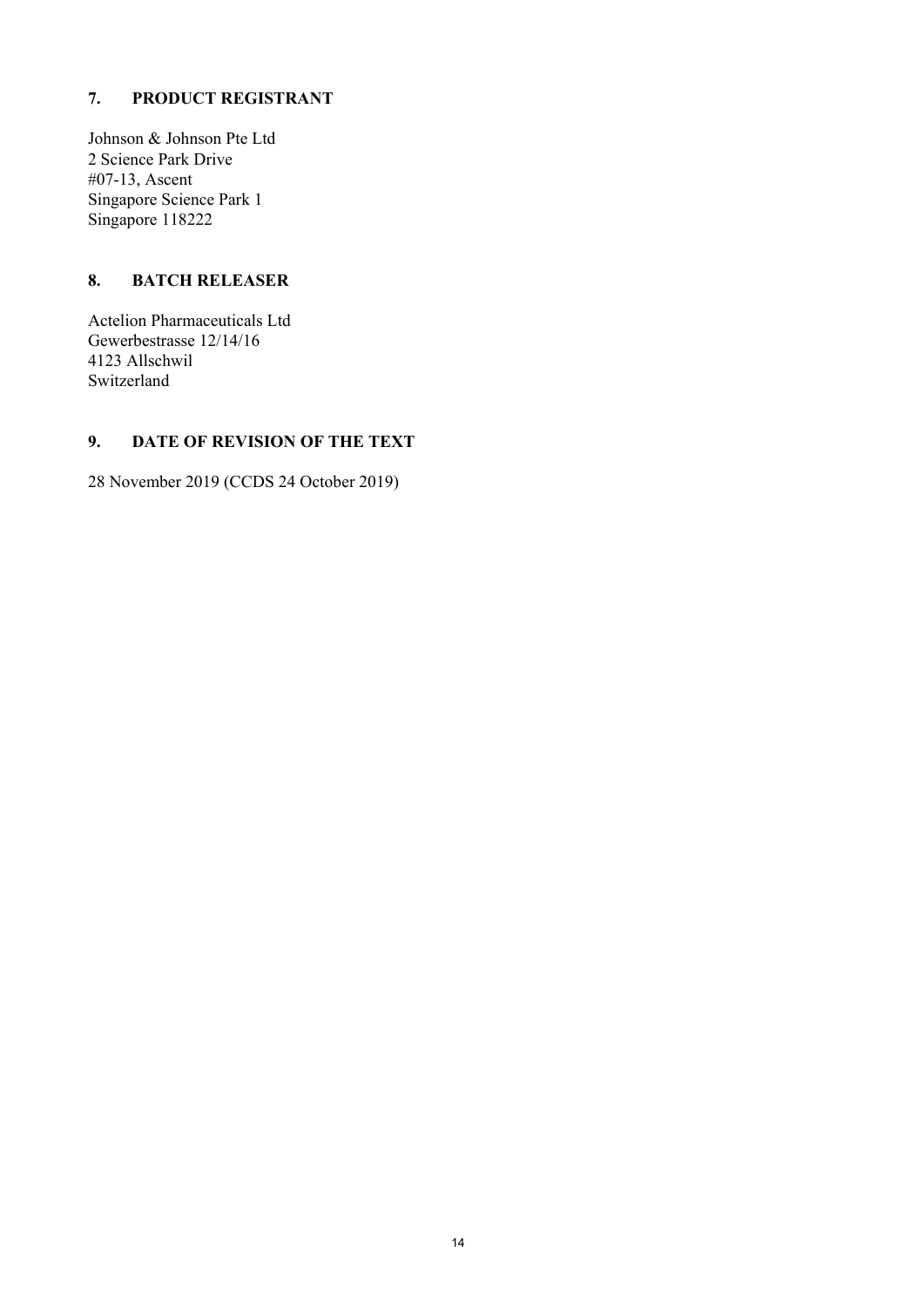## 7. PRODUCT REGISTRANT

Johnson & Johnson Pte Ltd
2 Science Park Drive
#07-13, Ascent
Singapore Science Park 1
Singapore 118222

## 8. BATCH RELEASER

Actelion Pharmaceuticals Ltd
Gewerbestrasse 12/14/16
4123 Allschwil
Switzerland

## 9. DATE OF REVISION OF THE TEXT

28 November 2019 (CCDS 24 October 2019)